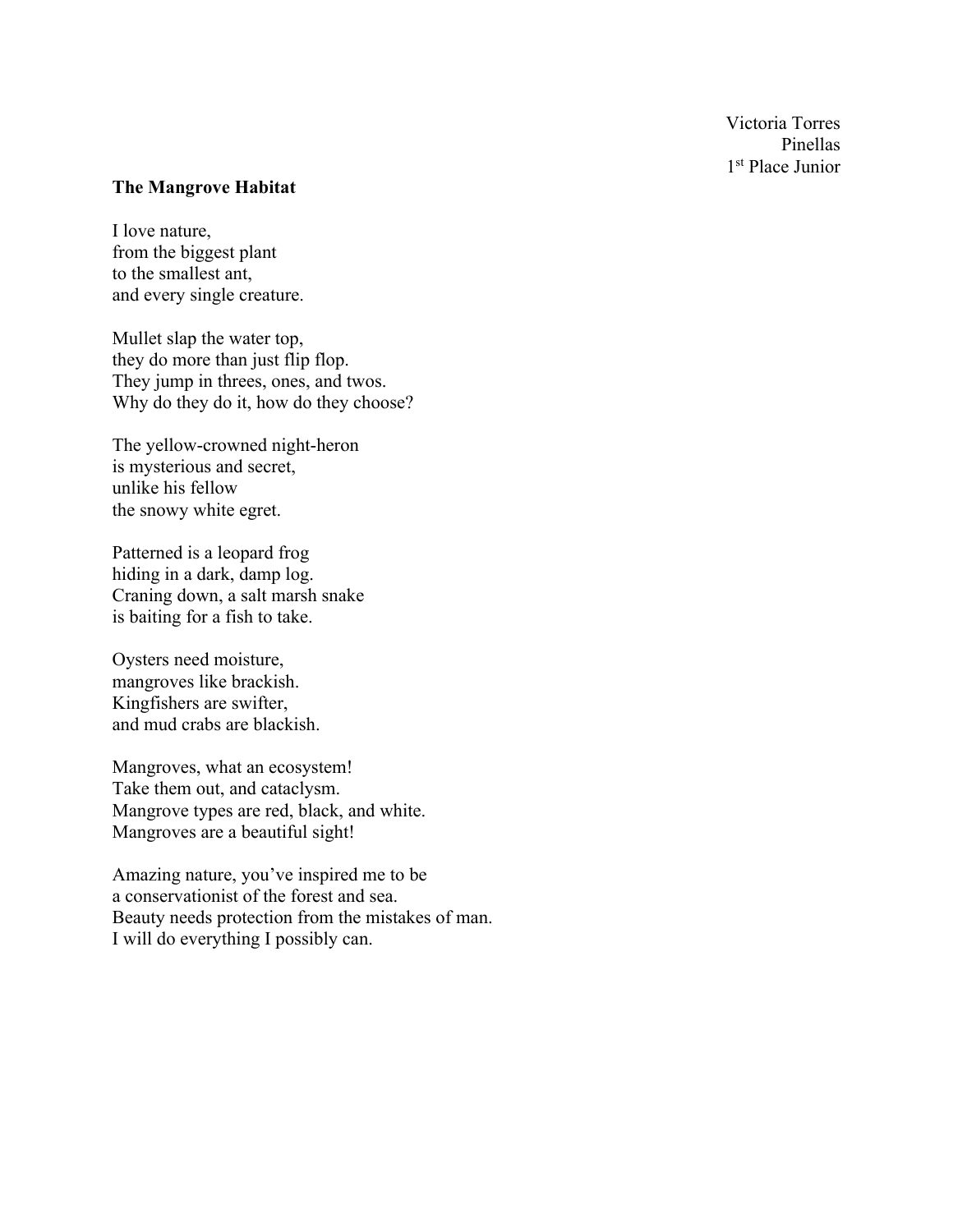Victoria Torres
Pinellas
1st Place Junior

**The Mangrove Habitat**

I love nature,
from the biggest plant
to the smallest ant,
and every single creature.

Mullet slap the water top,
they do more than just flip flop.
They jump in threes, ones, and twos.
Why do they do it, how do they choose?

The yellow-crowned night-heron
is mysterious and secret,
unlike his fellow
the snowy white egret.

Patterned is a leopard frog
hiding in a dark, damp log.
Craning down, a salt marsh snake
is baiting for a fish to take.

Oysters need moisture,
mangroves like brackish.
Kingfishers are swifter,
and mud crabs are blackish.

Mangroves, what an ecosystem!
Take them out, and cataclysm.
Mangrove types are red, black, and white.
Mangroves are a beautiful sight!

Amazing nature, you've inspired me to be
a conservationist of the forest and sea.
Beauty needs protection from the mistakes of man.
I will do everything I possibly can.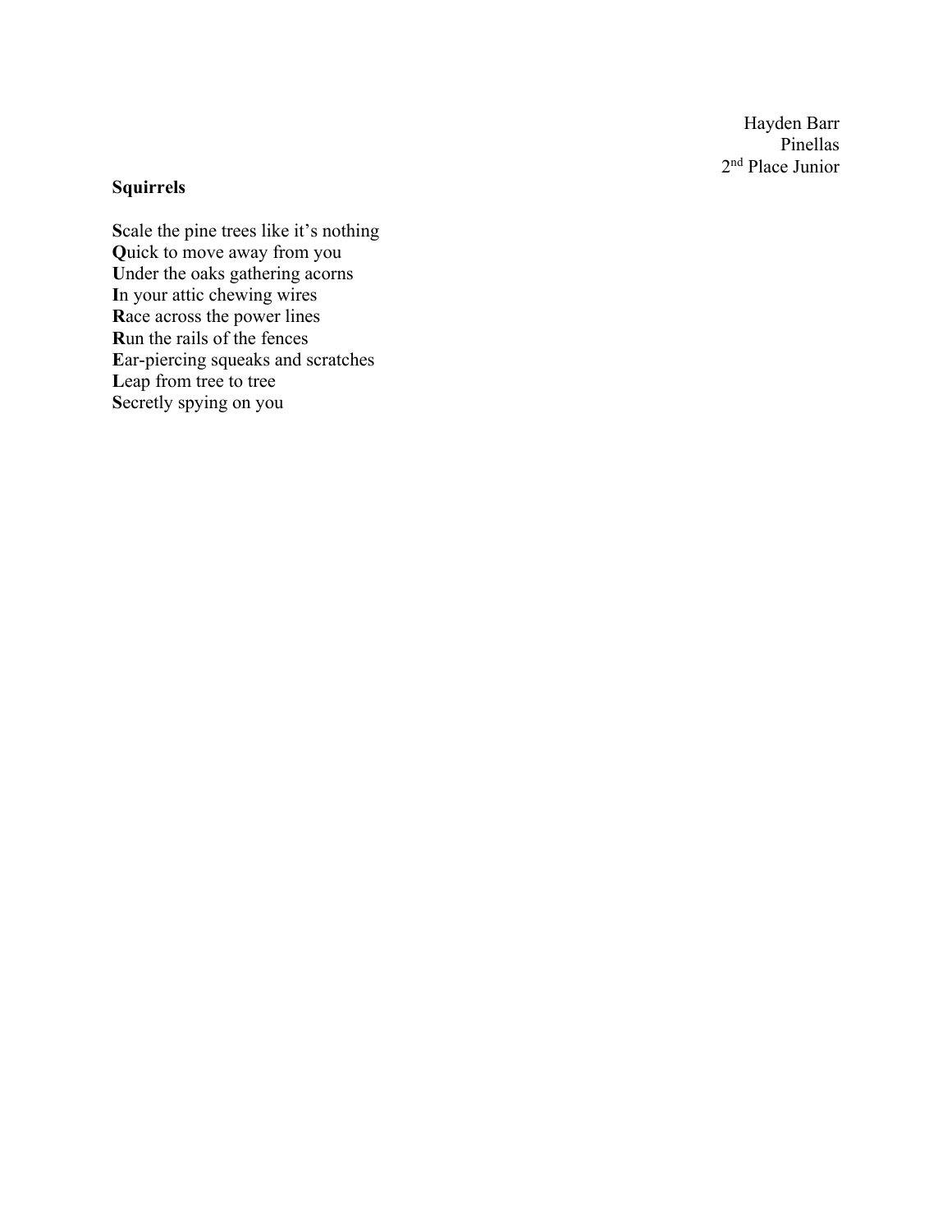Hayden Barr
Pinellas
2nd Place Junior

**Squirrels**

**S**cale the pine trees like it's nothing
**Q**uick to move away from you
**U**nder the oaks gathering acorns
**I**n your attic chewing wires
**R**ace across the power lines
**R**un the rails of the fences
**E**ar-piercing squeaks and scratches
**L**eap from tree to tree
**S**ecretly spying on you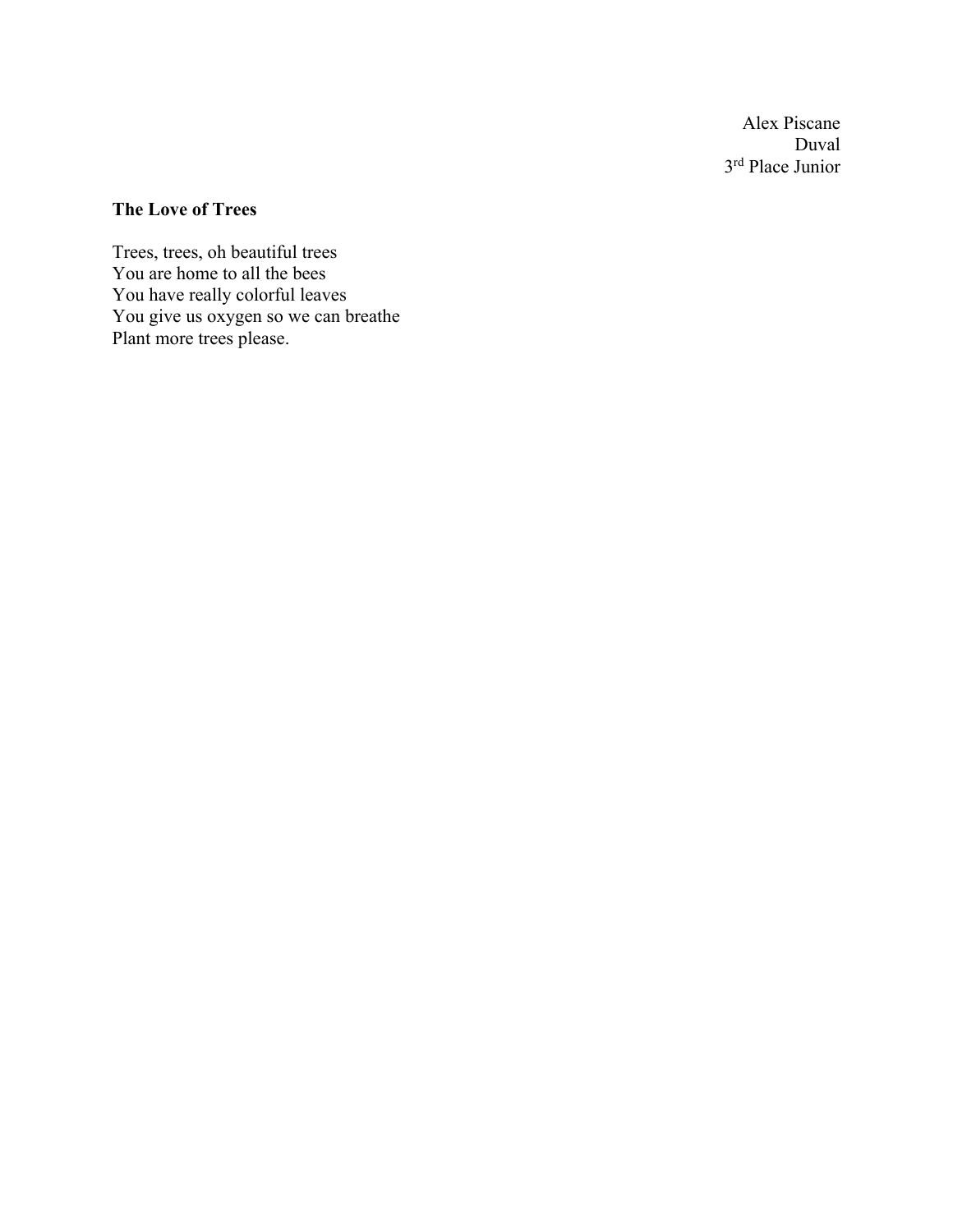Alex Piscane
Duval
3rd Place Junior

**The Love of Trees**

Trees, trees, oh beautiful trees
You are home to all the bees
You have really colorful leaves
You give us oxygen so we can breathe
Plant more trees please.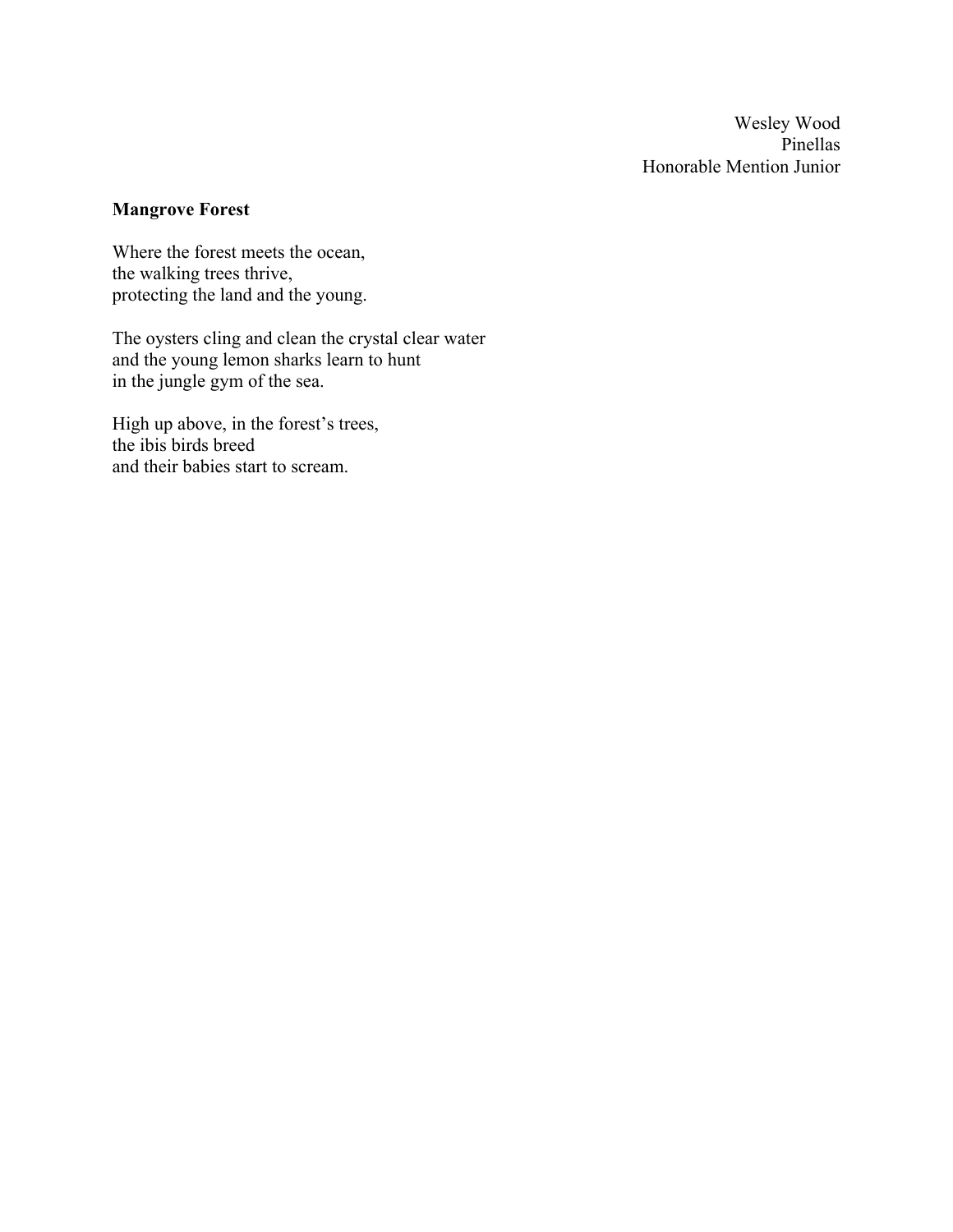Wesley Wood
Pinellas
Honorable Mention Junior

**Mangrove Forest**

Where the forest meets the ocean,
the walking trees thrive,
protecting the land and the young.

The oysters cling and clean the crystal clear water
and the young lemon sharks learn to hunt
in the jungle gym of the sea.

High up above, in the forest's trees,
the ibis birds breed
and their babies start to scream.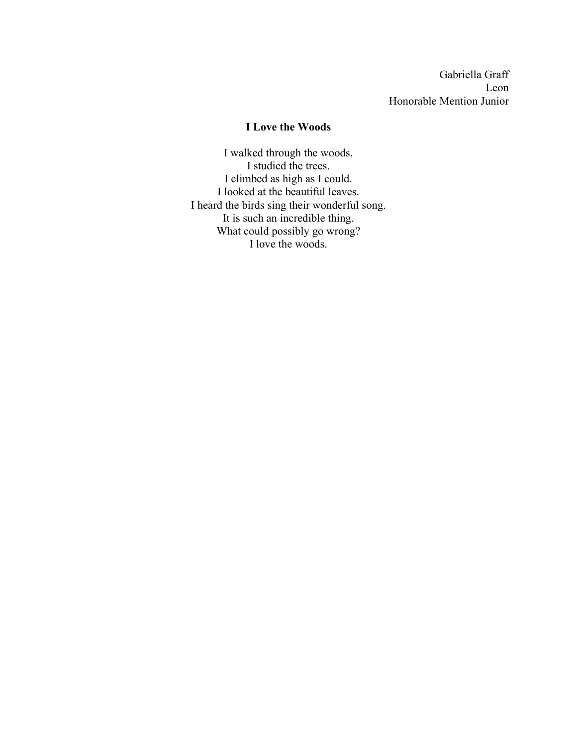Gabriella Graff
Leon
Honorable Mention Junior

**I Love the Woods**

I walked through the woods.
I studied the trees.
I climbed as high as I could.
I looked at the beautiful leaves.
I heard the birds sing their wonderful song.
It is such an incredible thing.
What could possibly go wrong?
I love the woods.